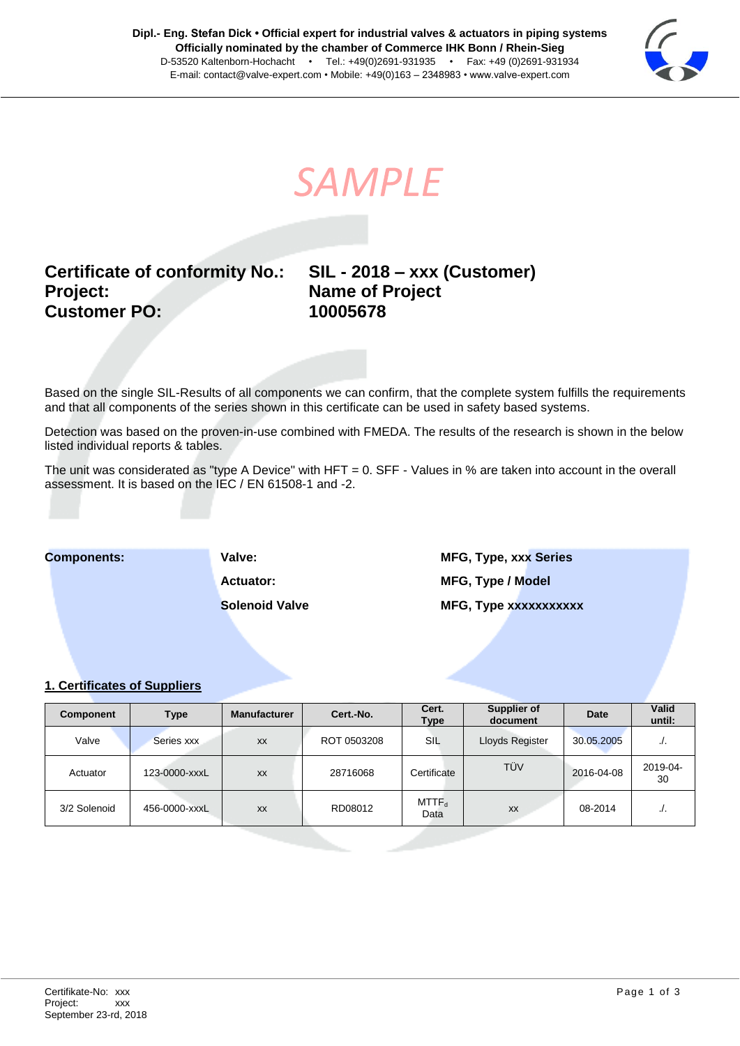Dipl.- Eng. Stefan Dick • Official expert for industrial valves & actuators in piping systems
Officially nominated by the chamber of Commerce IHK Bonn / Rhein-Sieg
D-53520 Kaltenborn-Hochacht • Tel.: +49(0)2691-931935 • Fax: +49 (0)2691-931934
E-mail: contact@valve-expert.com • Mobile: +49(0)163 – 2348983 • www.valve-expert.com

SAMPLE

**Certificate of conformity No.:** **SIL - 2018 – xxx (Customer)**
**Project:** **Name of Project**
**Customer PO:** **10005678**

Based on the single SIL-Results of all components we can confirm, that the complete system fulfills the requirements and that all components of the series shown in this certificate can be used in safety based systems.

Detection was based on the proven-in-use combined with FMEDA. The results of the research is shown in the below listed individual reports & tables.

The unit was considered as "type A Device" with HFT = 0. SFF - Values in % are taken into account in the overall assessment. It is based on the IEC / EN 61508-1 and -2.

| **Components:** | **Valve:** | **MFG, Type, xxx Series** |
|---|---|---|
| | **Actuator:** | **MFG, Type / Model** |
| | **Solenoid Valve** | **MFG, Type xxxxxxxxxxx** |

## 1. Certificates of Suppliers

| Component | Type | Manufacturer | Cert.-No. | Cert. Type | Supplier of document | Date | Valid until: |
|---|---|---|---|---|---|---|---|
| Valve | Series xxx | xx | ROT 0503208 | SIL | Lloyds Register | 30.05.2005 | ./. |
| Actuator | 123-0000-xxxL | xx | 28716068 | Certificate | TÜV | 2016-04-08 | 2019-04-30 |
| 3/2 Solenoid | 456-0000-xxxL | xx | RD08012 | $MTTF_d$ Data | xx | 08-2014 | ./. |

Certifikate-No: xxx
Project: xxx
September 23-rd, 2018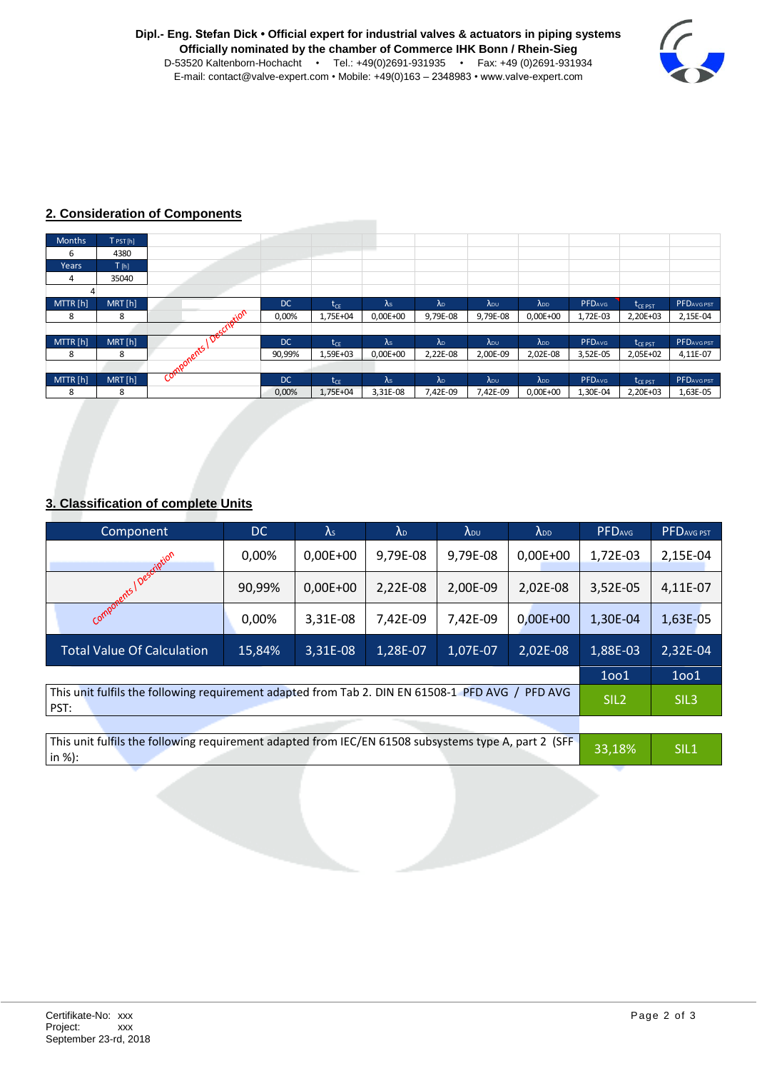**Dipl.- Eng. Stefan Dick • Official expert for industrial valves & actuators in piping systems**
**Officially nominated by the chamber of Commerce IHK Bonn / Rhein-Sieg**
D-53520 Kaltenborn-Hochacht • Tel.: +49(0)2691-931935 • Fax: +49 (0)2691-931934
E-mail: contact@valve-expert.com • Mobile: +49(0)163 – 2348983 • www.valve-expert.com

## 2. Consideration of Components

| Months | $T_{PST}$ [h] |
|---|---|
| 6 | 4380 |
| Years | T [h] |
| 4 | 35040 |

4

| MTTR [h] | MRT [h] | Components / Description | DC | $t_{CE}$ | $\lambda_S$ | $\lambda_D$ | $\lambda_{DU}$ | $\lambda_{DD}$ | $PFD_{AVG}$ | $t_{CE\ PST}$ | $PFD_{AVG\ PST}$ |
|---|---|---|---|---|---|---|---|---|---|---|---|
| 8 | 8 | | 0,00% | 1,75E+04 | 0,00E+00 | 9,79E-08 | 9,79E-08 | 0,00E+00 | 1,72E-03 | 2,20E+03 | 2,15E-04 |
| MTTR [h] | MRT [h] | | DC | $t_{CE}$ | $\lambda_S$ | $\lambda_D$ | $\lambda_{DU}$ | $\lambda_{DD}$ | $PFD_{AVG}$ | $t_{CE\ PST}$ | $PFD_{AVG\ PST}$ |
| 8 | 8 | | 90,99% | 1,59E+03 | 0,00E+00 | 2,22E-08 | 2,00E-09 | 2,02E-08 | 3,52E-05 | 2,05E+02 | 4,11E-07 |
| MTTR [h] | MRT [h] | | DC | $t_{CE}$ | $\lambda_S$ | $\lambda_D$ | $\lambda_{DU}$ | $\lambda_{DD}$ | $PFD_{AVG}$ | $t_{CE\ PST}$ | $PFD_{AVG\ PST}$ |
| 8 | 8 | | 0,00% | 1,75E+04 | 3,31E-08 | 7,42E-09 | 7,42E-09 | 0,00E+00 | 1,30E-04 | 2,20E+03 | 1,63E-05 |

## 3. Classification of complete Units

| Component | DC | $\lambda_S$ | $\lambda_D$ | $\lambda_{DU}$ | $\lambda_{DD}$ | $PFD_{AVG}$ | $PFD_{AVG\ PST}$ |
|---|---|---|---|---|---|---|---|
| Components / Description | 0,00% | 0,00E+00 | 9,79E-08 | 9,79E-08 | 0,00E+00 | 1,72E-03 | 2,15E-04 |
| | 90,99% | 0,00E+00 | 2,22E-08 | 2,00E-09 | 2,02E-08 | 3,52E-05 | 4,11E-07 |
| | 0,00% | 3,31E-08 | 7,42E-09 | 7,42E-09 | 0,00E+00 | 1,30E-04 | 1,63E-05 |
| Total Value Of Calculation | 15,84% | 3,31E-08 | 1,28E-07 | 1,07E-07 | 2,02E-08 | 1,88E-03 | 2,32E-04 |
| | | | | | | 1oo1 | 1oo1 |
| This unit fulfils the following requirement adapted from Tab 2. DIN EN 61508-1 PFD AVG / PFD AVG PST: | | | | | | SIL2 | SIL3 |
| This unit fulfils the following requirement adapted from IEC/EN 61508 subsystems type A, part 2 (SFF in %): | | | | | | 33,18% | SIL1 |

Certifikate-No: xxx
Project: xxx
September 23-rd, 2018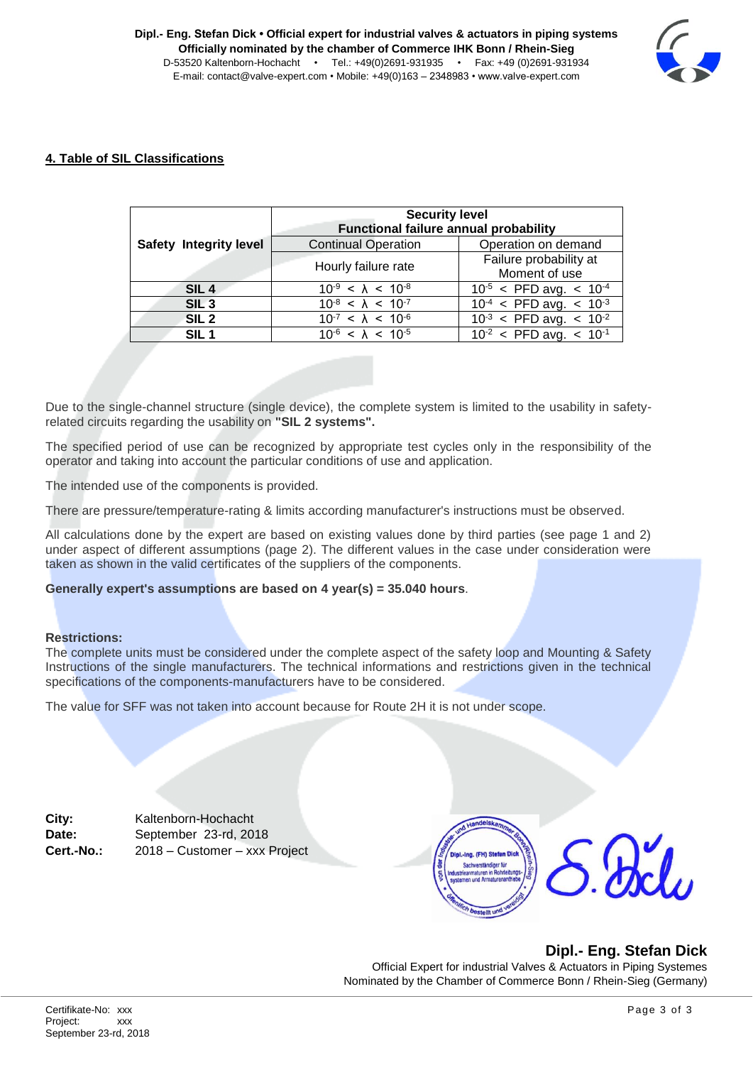## 4. Table of SIL Classifications

| Safety Integrity level | Security level Functional failure annual probability | |
|---|---|---|
| | Continual Operation | Operation on demand |
| | Hourly failure rate | Failure probability at Moment of use |
| **SIL 4** | $10^{-9} < \lambda < 10^{-8}$ | $10^{-5}$ < PFD avg. < $10^{-4}$ |
| **SIL 3** | $10^{-8} < \lambda < 10^{-7}$ | $10^{-4}$ < PFD avg. < $10^{-3}$ |
| **SIL 2** | $10^{-7} < \lambda < 10^{-6}$ | $10^{-3}$ < PFD avg. < $10^{-2}$ |
| **SIL 1** | $10^{-6} < \lambda < 10^{-5}$ | $10^{-2}$ < PFD avg. < $10^{-1}$ |

Due to the single-channel structure (single device), the complete system is limited to the usability in safety-related circuits regarding the usability on **"SIL 2 systems".**

The specified period of use can be recognized by appropriate test cycles only in the responsibility of the operator and taking into account the particular conditions of use and application.

The intended use of the components is provided.

There are pressure/temperature-rating & limits according manufacturer's instructions must be observed.

All calculations done by the expert are based on existing values done by third parties (see page 1 and 2) under aspect of different assumptions (page 2). The different values in the case under consideration were taken as shown in the valid certificates of the suppliers of the components.

**Generally expert's assumptions are based on 4 year(s) = 35.040 hours**.

**Restrictions:**
The complete units must be considered under the complete aspect of the safety loop and Mounting & Safety Instructions of the single manufacturers. The technical informations and restrictions given in the technical specifications of the components-manufacturers have to be considered.

The value for SFF was not taken into account because for Route 2H it is not under scope.

**City:** Kaltenborn-Hochacht
**Date:** September 23-rd, 2018
**Cert.-No.:** 2018 – Customer – xxx Project

**Dipl.- Eng. Stefan Dick**
Official Expert for industrial Valves & Actuators in Piping Systemes
Nominated by the Chamber of Commerce Bonn / Rhein-Sieg (Germany)

Certifikate-No: xxx
Project: xxx
September 23-rd, 2018